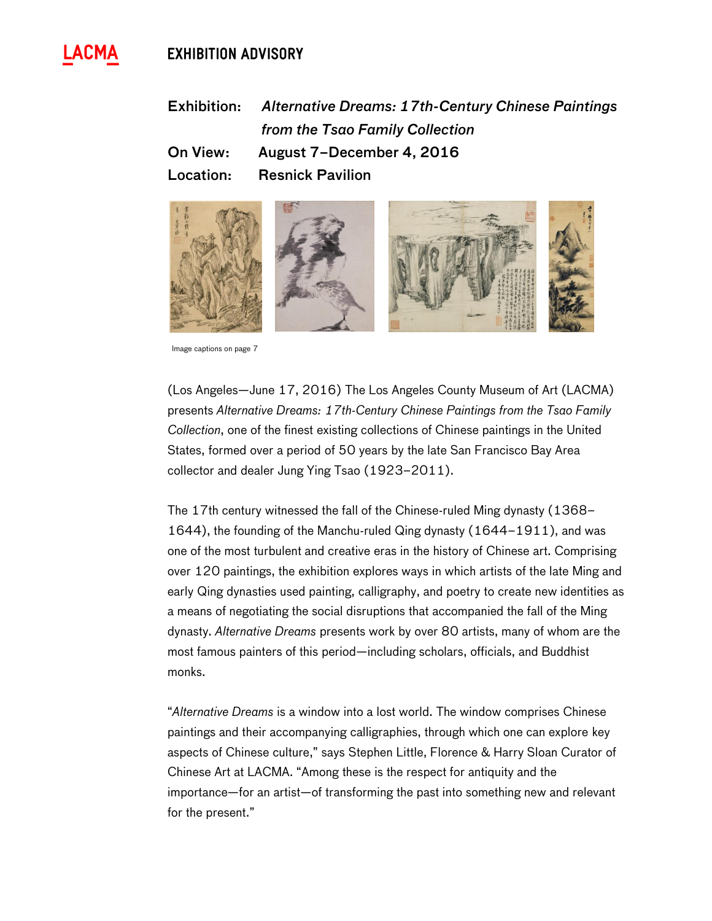LACMA

# EXHIBITION ADVISORY

**Exhibition:** ***Alternative Dreams: 17th-Century Chinese Paintings from the Tsao Family Collection***
**On View:** **August 7–December 4, 2016**
**Location:** **Resnick Pavilion**

Image captions on page 7

(Los Angeles—June 17, 2016) The Los Angeles County Museum of Art (LACMA) presents *Alternative Dreams: 17th-Century Chinese Paintings from the Tsao Family Collection*, one of the finest existing collections of Chinese paintings in the United States, formed over a period of 50 years by the late San Francisco Bay Area collector and dealer Jung Ying Tsao (1923–2011).

The 17th century witnessed the fall of the Chinese-ruled Ming dynasty (1368–1644), the founding of the Manchu-ruled Qing dynasty (1644–1911), and was one of the most turbulent and creative eras in the history of Chinese art. Comprising over 120 paintings, the exhibition explores ways in which artists of the late Ming and early Qing dynasties used painting, calligraphy, and poetry to create new identities as a means of negotiating the social disruptions that accompanied the fall of the Ming dynasty. *Alternative Dreams* presents work by over 80 artists, many of whom are the most famous painters of this period—including scholars, officials, and Buddhist monks.

"*Alternative Dreams* is a window into a lost world. The window comprises Chinese paintings and their accompanying calligraphies, through which one can explore key aspects of Chinese culture," says Stephen Little, Florence & Harry Sloan Curator of Chinese Art at LACMA. "Among these is the respect for antiquity and the importance—for an artist—of transforming the past into something new and relevant for the present."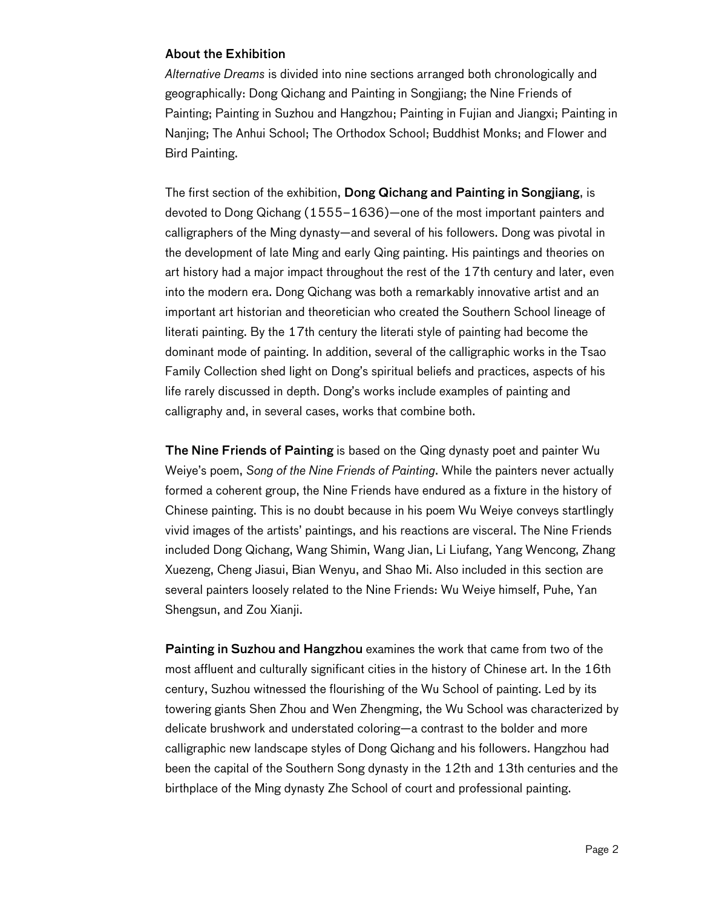## About the Exhibition

*Alternative Dreams* is divided into nine sections arranged both chronologically and geographically: Dong Qichang and Painting in Songjiang; the Nine Friends of Painting; Painting in Suzhou and Hangzhou; Painting in Fujian and Jiangxi; Painting in Nanjing; The Anhui School; The Orthodox School; Buddhist Monks; and Flower and Bird Painting.

The first section of the exhibition, **Dong Qichang and Painting in Songjiang**, is devoted to Dong Qichang (1555–1636)—one of the most important painters and calligraphers of the Ming dynasty—and several of his followers. Dong was pivotal in the development of late Ming and early Qing painting. His paintings and theories on art history had a major impact throughout the rest of the 17th century and later, even into the modern era. Dong Qichang was both a remarkably innovative artist and an important art historian and theoretician who created the Southern School lineage of literati painting. By the 17th century the literati style of painting had become the dominant mode of painting. In addition, several of the calligraphic works in the Tsao Family Collection shed light on Dong's spiritual beliefs and practices, aspects of his life rarely discussed in depth. Dong's works include examples of painting and calligraphy and, in several cases, works that combine both.

**The Nine Friends of Painting** is based on the Qing dynasty poet and painter Wu Weiye's poem, *Song of the Nine Friends of Painting*. While the painters never actually formed a coherent group, the Nine Friends have endured as a fixture in the history of Chinese painting. This is no doubt because in his poem Wu Weiye conveys startlingly vivid images of the artists' paintings, and his reactions are visceral. The Nine Friends included Dong Qichang, Wang Shimin, Wang Jian, Li Liufang, Yang Wencong, Zhang Xuezeng, Cheng Jiasui, Bian Wenyu, and Shao Mi. Also included in this section are several painters loosely related to the Nine Friends: Wu Weiye himself, Puhe, Yan Shengsun, and Zou Xianji.

**Painting in Suzhou and Hangzhou** examines the work that came from two of the most affluent and culturally significant cities in the history of Chinese art. In the 16th century, Suzhou witnessed the flourishing of the Wu School of painting. Led by its towering giants Shen Zhou and Wen Zhengming, the Wu School was characterized by delicate brushwork and understated coloring—a contrast to the bolder and more calligraphic new landscape styles of Dong Qichang and his followers. Hangzhou had been the capital of the Southern Song dynasty in the 12th and 13th centuries and the birthplace of the Ming dynasty Zhe School of court and professional painting.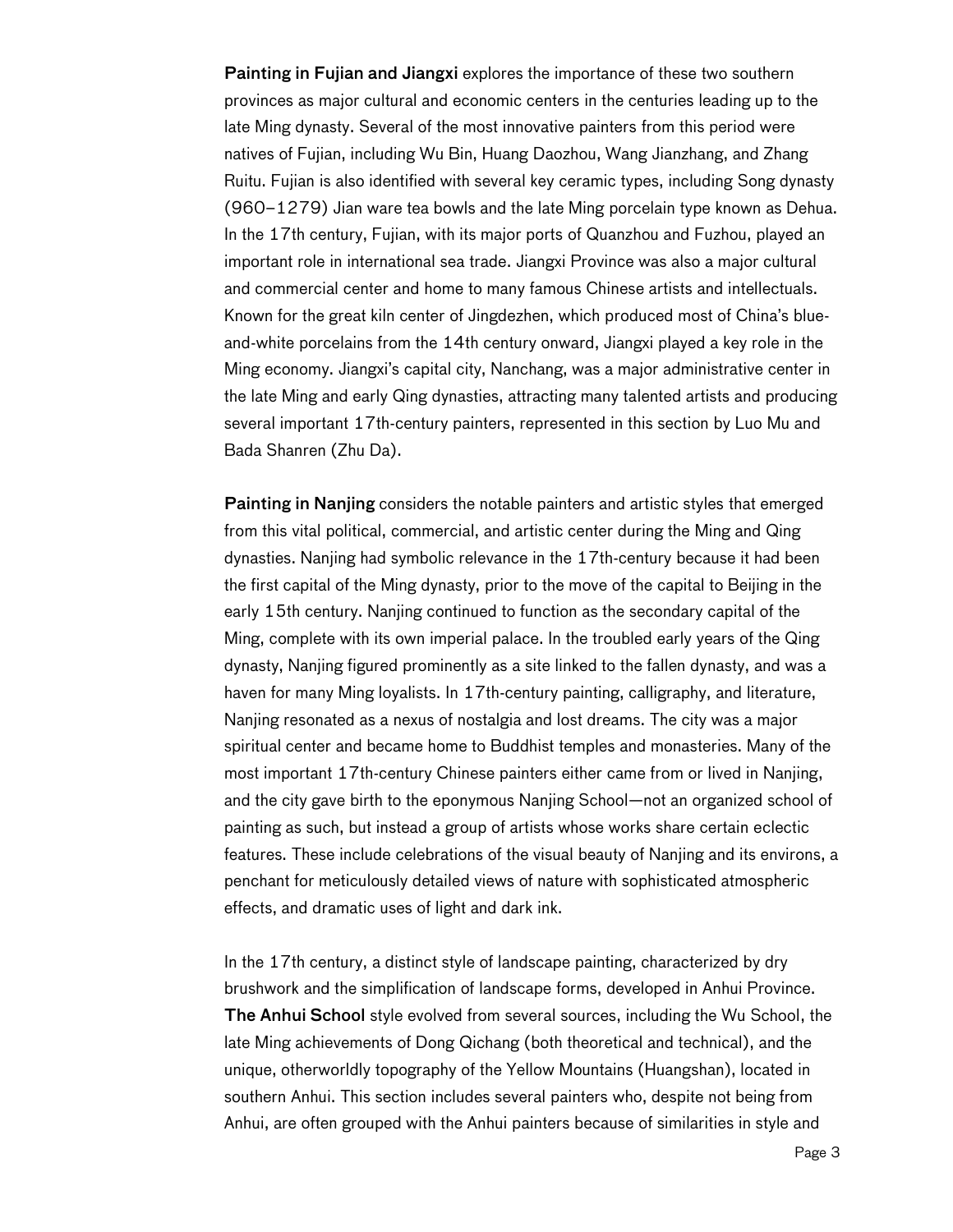**Painting in Fujian and Jiangxi** explores the importance of these two southern provinces as major cultural and economic centers in the centuries leading up to the late Ming dynasty. Several of the most innovative painters from this period were natives of Fujian, including Wu Bin, Huang Daozhou, Wang Jianzhang, and Zhang Ruitu. Fujian is also identified with several key ceramic types, including Song dynasty (960–1279) Jian ware tea bowls and the late Ming porcelain type known as Dehua. In the 17th century, Fujian, with its major ports of Quanzhou and Fuzhou, played an important role in international sea trade. Jiangxi Province was also a major cultural and commercial center and home to many famous Chinese artists and intellectuals. Known for the great kiln center of Jingdezhen, which produced most of China's blue-and-white porcelains from the 14th century onward, Jiangxi played a key role in the Ming economy. Jiangxi's capital city, Nanchang, was a major administrative center in the late Ming and early Qing dynasties, attracting many talented artists and producing several important 17th-century painters, represented in this section by Luo Mu and Bada Shanren (Zhu Da).

**Painting in Nanjing** considers the notable painters and artistic styles that emerged from this vital political, commercial, and artistic center during the Ming and Qing dynasties. Nanjing had symbolic relevance in the 17th-century because it had been the first capital of the Ming dynasty, prior to the move of the capital to Beijing in the early 15th century. Nanjing continued to function as the secondary capital of the Ming, complete with its own imperial palace. In the troubled early years of the Qing dynasty, Nanjing figured prominently as a site linked to the fallen dynasty, and was a haven for many Ming loyalists. In 17th-century painting, calligraphy, and literature, Nanjing resonated as a nexus of nostalgia and lost dreams. The city was a major spiritual center and became home to Buddhist temples and monasteries. Many of the most important 17th-century Chinese painters either came from or lived in Nanjing, and the city gave birth to the eponymous Nanjing School—not an organized school of painting as such, but instead a group of artists whose works share certain eclectic features. These include celebrations of the visual beauty of Nanjing and its environs, a penchant for meticulously detailed views of nature with sophisticated atmospheric effects, and dramatic uses of light and dark ink.

In the 17th century, a distinct style of landscape painting, characterized by dry brushwork and the simplification of landscape forms, developed in Anhui Province. **The Anhui School** style evolved from several sources, including the Wu School, the late Ming achievements of Dong Qichang (both theoretical and technical), and the unique, otherworldly topography of the Yellow Mountains (Huangshan), located in southern Anhui. This section includes several painters who, despite not being from Anhui, are often grouped with the Anhui painters because of similarities in style and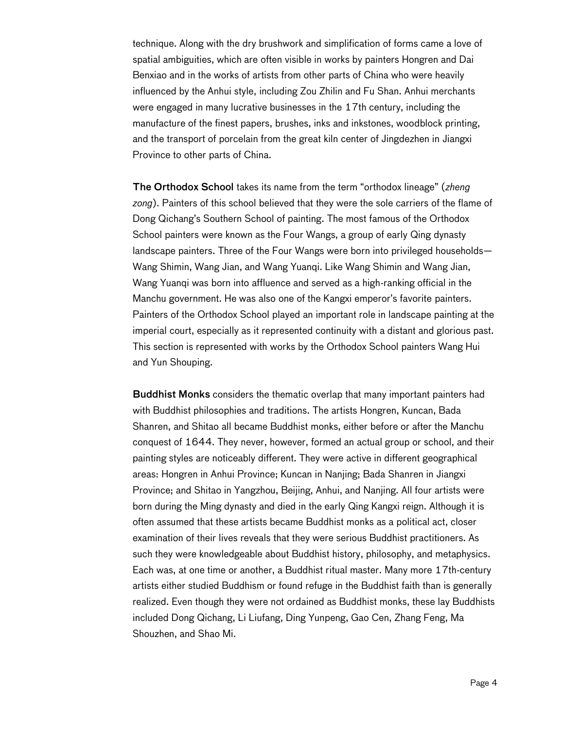technique. Along with the dry brushwork and simplification of forms came a love of spatial ambiguities, which are often visible in works by painters Hongren and Dai Benxiao and in the works of artists from other parts of China who were heavily influenced by the Anhui style, including Zou Zhilin and Fu Shan. Anhui merchants were engaged in many lucrative businesses in the 17th century, including the manufacture of the finest papers, brushes, inks and inkstones, woodblock printing, and the transport of porcelain from the great kiln center of Jingdezhen in Jiangxi Province to other parts of China.

**The Orthodox School** takes its name from the term "orthodox lineage" (*zheng zong*). Painters of this school believed that they were the sole carriers of the flame of Dong Qichang's Southern School of painting. The most famous of the Orthodox School painters were known as the Four Wangs, a group of early Qing dynasty landscape painters. Three of the Four Wangs were born into privileged households—Wang Shimin, Wang Jian, and Wang Yuanqi. Like Wang Shimin and Wang Jian, Wang Yuanqi was born into affluence and served as a high-ranking official in the Manchu government. He was also one of the Kangxi emperor's favorite painters. Painters of the Orthodox School played an important role in landscape painting at the imperial court, especially as it represented continuity with a distant and glorious past. This section is represented with works by the Orthodox School painters Wang Hui and Yun Shouping.

**Buddhist Monks** considers the thematic overlap that many important painters had with Buddhist philosophies and traditions. The artists Hongren, Kuncan, Bada Shanren, and Shitao all became Buddhist monks, either before or after the Manchu conquest of 1644. They never, however, formed an actual group or school, and their painting styles are noticeably different. They were active in different geographical areas: Hongren in Anhui Province; Kuncan in Nanjing; Bada Shanren in Jiangxi Province; and Shitao in Yangzhou, Beijing, Anhui, and Nanjing. All four artists were born during the Ming dynasty and died in the early Qing Kangxi reign. Although it is often assumed that these artists became Buddhist monks as a political act, closer examination of their lives reveals that they were serious Buddhist practitioners. As such they were knowledgeable about Buddhist history, philosophy, and metaphysics. Each was, at one time or another, a Buddhist ritual master. Many more 17th-century artists either studied Buddhism or found refuge in the Buddhist faith than is generally realized. Even though they were not ordained as Buddhist monks, these lay Buddhists included Dong Qichang, Li Liufang, Ding Yunpeng, Gao Cen, Zhang Feng, Ma Shouzhen, and Shao Mi.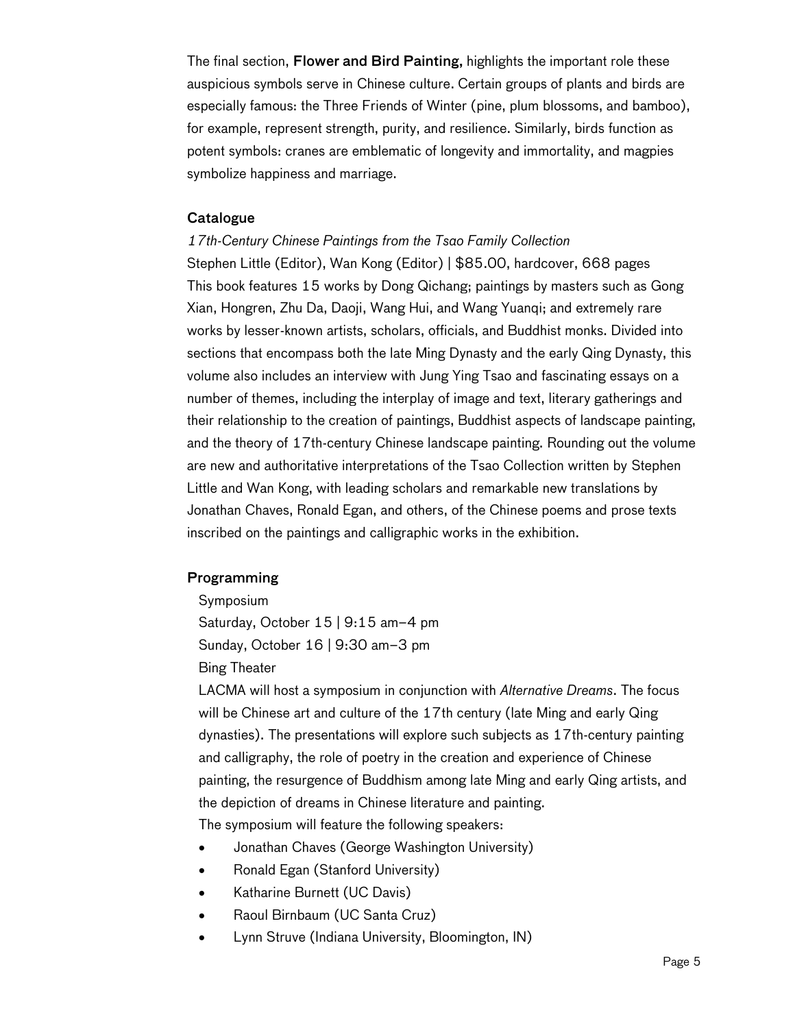The final section, **Flower and Bird Painting,** highlights the important role these auspicious symbols serve in Chinese culture. Certain groups of plants and birds are especially famous: the Three Friends of Winter (pine, plum blossoms, and bamboo), for example, represent strength, purity, and resilience. Similarly, birds function as potent symbols: cranes are emblematic of longevity and immortality, and magpies symbolize happiness and marriage.

### Catalogue

*17th-Century Chinese Paintings from the Tsao Family Collection*
Stephen Little (Editor), Wan Kong (Editor) | $85.00, hardcover, 668 pages
This book features 15 works by Dong Qichang; paintings by masters such as Gong Xian, Hongren, Zhu Da, Daoji, Wang Hui, and Wang Yuanqi; and extremely rare works by lesser-known artists, scholars, officials, and Buddhist monks. Divided into sections that encompass both the late Ming Dynasty and the early Qing Dynasty, this volume also includes an interview with Jung Ying Tsao and fascinating essays on a number of themes, including the interplay of image and text, literary gatherings and their relationship to the creation of paintings, Buddhist aspects of landscape painting, and the theory of 17th-century Chinese landscape painting. Rounding out the volume are new and authoritative interpretations of the Tsao Collection written by Stephen Little and Wan Kong, with leading scholars and remarkable new translations by Jonathan Chaves, Ronald Egan, and others, of the Chinese poems and prose texts inscribed on the paintings and calligraphic works in the exhibition.

### Programming

Symposium
Saturday, October 15 | 9:15 am–4 pm
Sunday, October 16 | 9:30 am–3 pm
Bing Theater
LACMA will host a symposium in conjunction with *Alternative Dreams*. The focus will be Chinese art and culture of the 17th century (late Ming and early Qing dynasties). The presentations will explore such subjects as 17th-century painting and calligraphy, the role of poetry in the creation and experience of Chinese painting, the resurgence of Buddhism among late Ming and early Qing artists, and the depiction of dreams in Chinese literature and painting.
The symposium will feature the following speakers:

- Jonathan Chaves (George Washington University)
- Ronald Egan (Stanford University)
- Katharine Burnett (UC Davis)
- Raoul Birnbaum (UC Santa Cruz)
- Lynn Struve (Indiana University, Bloomington, IN)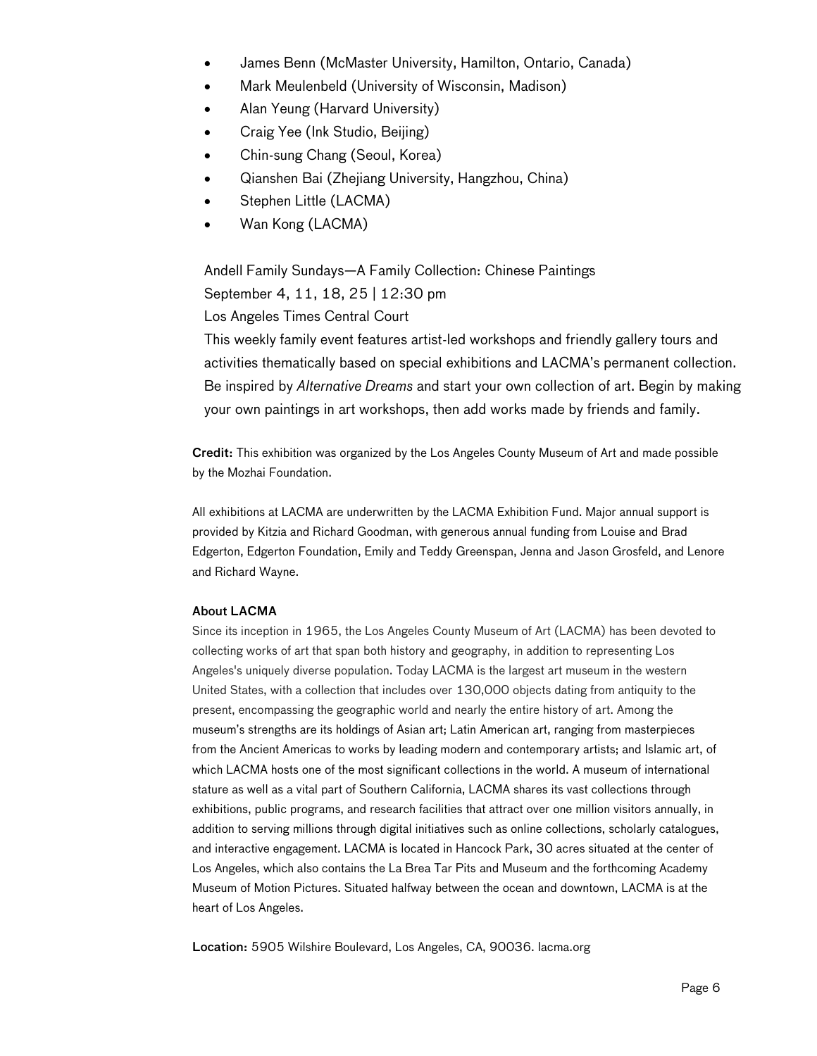- James Benn (McMaster University, Hamilton, Ontario, Canada)
- Mark Meulenbeld (University of Wisconsin, Madison)
- Alan Yeung (Harvard University)
- Craig Yee (Ink Studio, Beijing)
- Chin-sung Chang (Seoul, Korea)
- Qianshen Bai (Zhejiang University, Hangzhou, China)
- Stephen Little (LACMA)
- Wan Kong (LACMA)

Andell Family Sundays—A Family Collection: Chinese Paintings
September 4, 11, 18, 25 | 12:30 pm
Los Angeles Times Central Court
This weekly family event features artist-led workshops and friendly gallery tours and activities thematically based on special exhibitions and LACMA's permanent collection. Be inspired by *Alternative Dreams* and start your own collection of art. Begin by making your own paintings in art workshops, then add works made by friends and family.

**Credit:** This exhibition was organized by the Los Angeles County Museum of Art and made possible by the Mozhai Foundation.

All exhibitions at LACMA are underwritten by the LACMA Exhibition Fund. Major annual support is provided by Kitzia and Richard Goodman, with generous annual funding from Louise and Brad Edgerton, Edgerton Foundation, Emily and Teddy Greenspan, Jenna and Jason Grosfeld, and Lenore and Richard Wayne.

**About LACMA**
Since its inception in 1965, the Los Angeles County Museum of Art (LACMA) has been devoted to collecting works of art that span both history and geography, in addition to representing Los Angeles's uniquely diverse population. Today LACMA is the largest art museum in the western United States, with a collection that includes over 130,000 objects dating from antiquity to the present, encompassing the geographic world and nearly the entire history of art. Among the museum's strengths are its holdings of Asian art; Latin American art, ranging from masterpieces from the Ancient Americas to works by leading modern and contemporary artists; and Islamic art, of which LACMA hosts one of the most significant collections in the world. A museum of international stature as well as a vital part of Southern California, LACMA shares its vast collections through exhibitions, public programs, and research facilities that attract over one million visitors annually, in addition to serving millions through digital initiatives such as online collections, scholarly catalogues, and interactive engagement. LACMA is located in Hancock Park, 30 acres situated at the center of Los Angeles, which also contains the La Brea Tar Pits and Museum and the forthcoming Academy Museum of Motion Pictures. Situated halfway between the ocean and downtown, LACMA is at the heart of Los Angeles.

**Location:** 5905 Wilshire Boulevard, Los Angeles, CA, 90036. lacma.org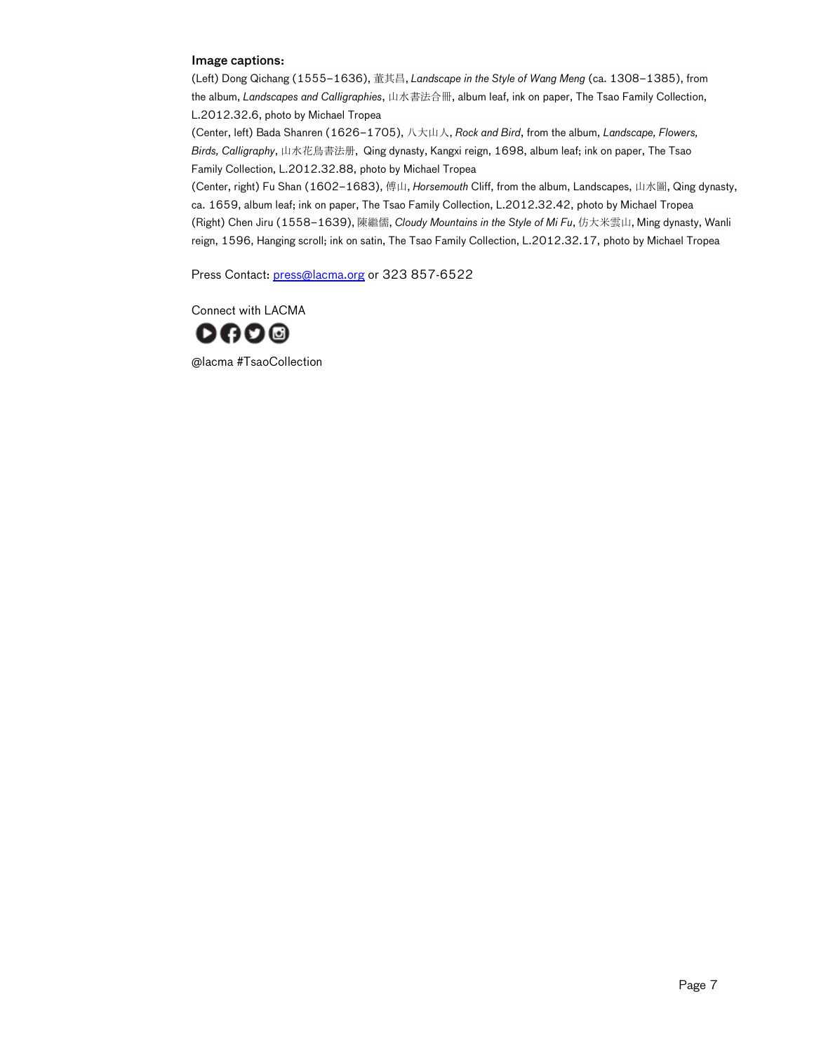**Image captions:**

(Left) Dong Qichang (1555–1636), 董其昌, *Landscape in the Style of Wang Meng* (ca. 1308–1385), from the album, *Landscapes and Calligraphies*, 山水書法合冊, album leaf, ink on paper, The Tsao Family Collection, L.2012.32.6, photo by Michael Tropea

(Center, left) Bada Shanren (1626–1705), 八大山人, *Rock and Bird*, from the album, *Landscape, Flowers, Birds, Calligraphy*, 山水花鳥書法册, Qing dynasty, Kangxi reign, 1698, album leaf; ink on paper, The Tsao Family Collection, L.2012.32.88, photo by Michael Tropea

(Center, right) Fu Shan (1602–1683), 傅山, *Horsemouth* Cliff, from the album, Landscapes, 山水圖, Qing dynasty, ca. 1659, album leaf; ink on paper, The Tsao Family Collection, L.2012.32.42, photo by Michael Tropea

(Right) Chen Jiru (1558–1639), 陳繼儒, *Cloudy Mountains in the Style of Mi Fu*, 仿大米雲山, Ming dynasty, Wanli reign, 1596, Hanging scroll; ink on satin, The Tsao Family Collection, L.2012.32.17, photo by Michael Tropea

Press Contact: [press@lacma.org](mailto:press@lacma.org) or 323 857-6522

Connect with LACMA

@lacma #TsaoCollection